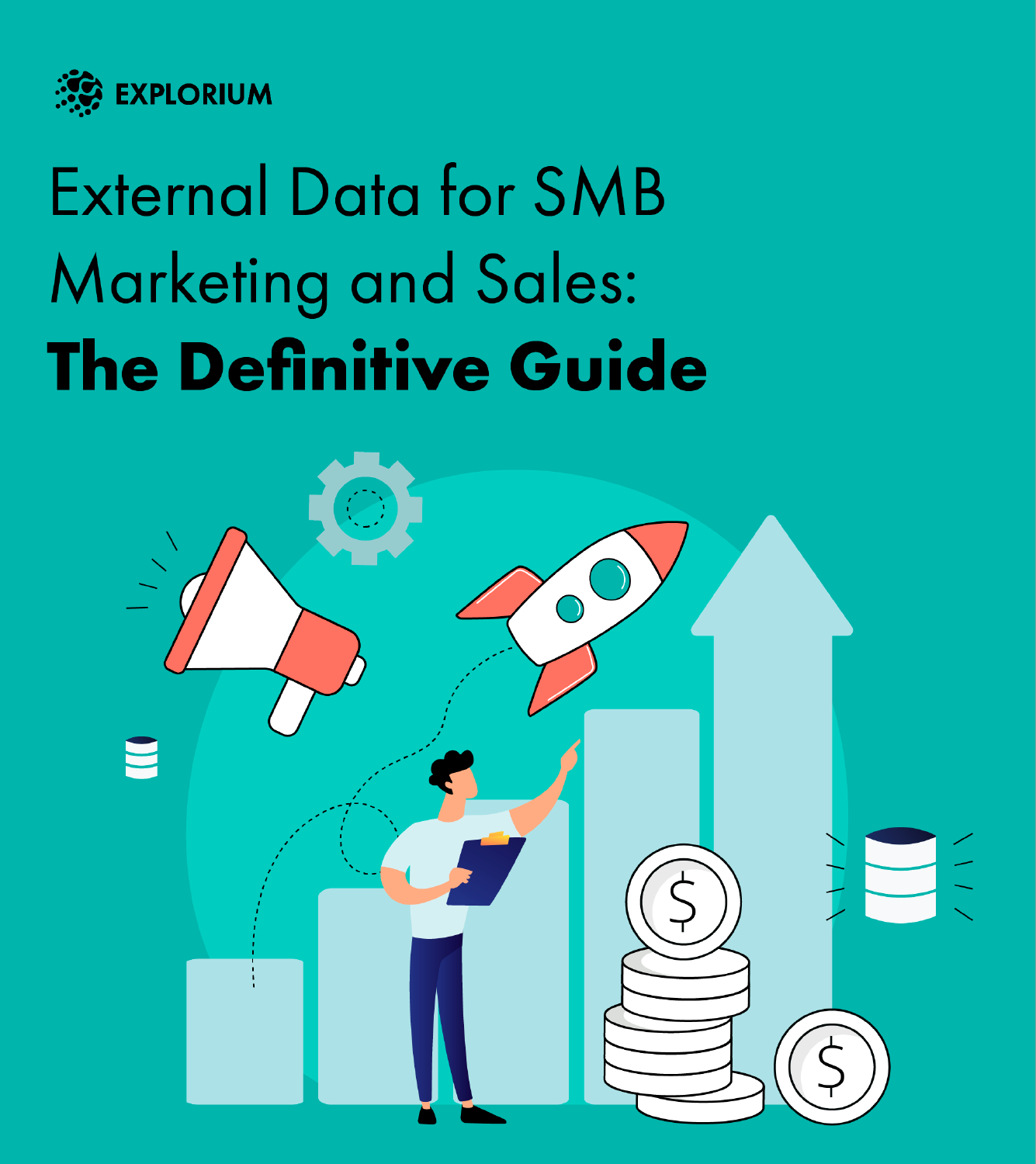EXPLORIUM

# External Data for SMB Marketing and Sales: **The Definitive Guide**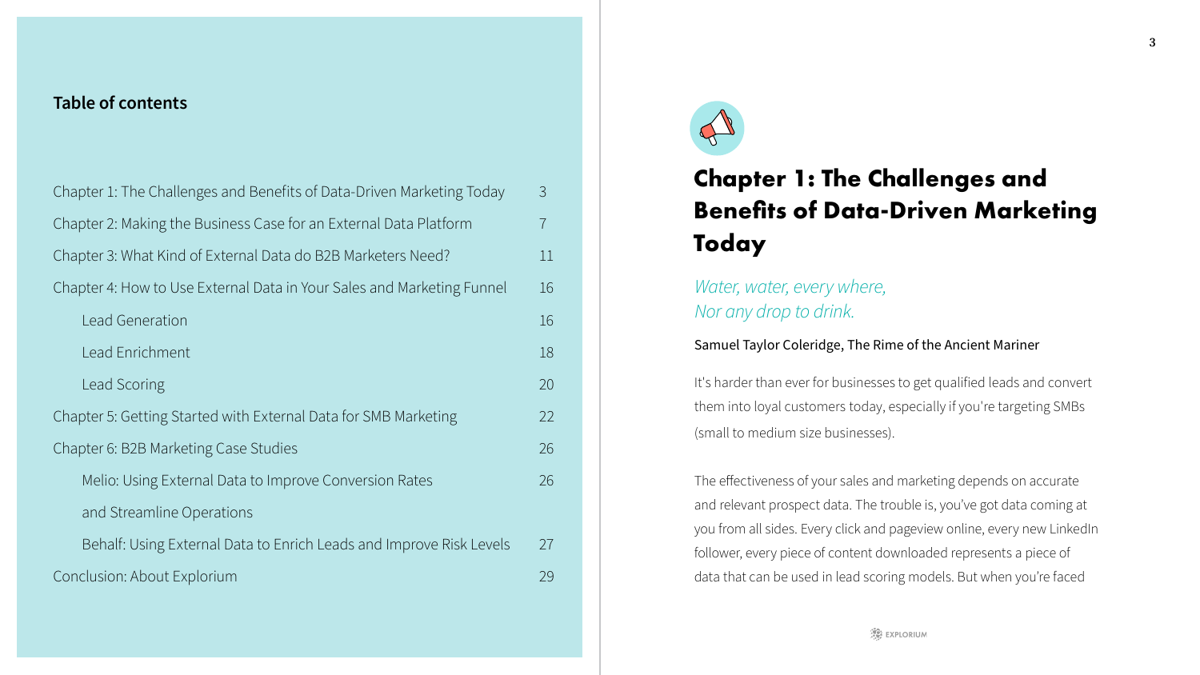## Table of contents

| | |
|---|---|
| Chapter 1: The Challenges and Benefits of Data-Driven Marketing Today | 3 |
| Chapter 2: Making the Business Case for an External Data Platform | 7 |
| Chapter 3: What Kind of External Data do B2B Marketers Need? | 11 |
| Chapter 4: How to Use External Data in Your Sales and Marketing Funnel | 16 |
| Lead Generation | 16 |
| Lead Enrichment | 18 |
| Lead Scoring | 20 |
| Chapter 5: Getting Started with External Data for SMB Marketing | 22 |
| Chapter 6: B2B Marketing Case Studies | 26 |
| Melio: Using External Data to Improve Conversion Rates and Streamline Operations | 26 |
| Behalf: Using External Data to Enrich Leads and Improve Risk Levels | 27 |
| Conclusion: About Explorium | 29 |

# Chapter 1: The Challenges and Benefits of Data-Driven Marketing Today

*Water, water, every where,*
*Nor any drop to drink.*

Samuel Taylor Coleridge, The Rime of the Ancient Mariner

It's harder than ever for businesses to get qualified leads and convert them into loyal customers today, especially if you're targeting SMBs (small to medium size businesses).

The effectiveness of your sales and marketing depends on accurate and relevant prospect data. The trouble is, you've got data coming at you from all sides. Every click and pageview online, every new LinkedIn follower, every piece of content downloaded represents a piece of data that can be used in lead scoring models. But when you're faced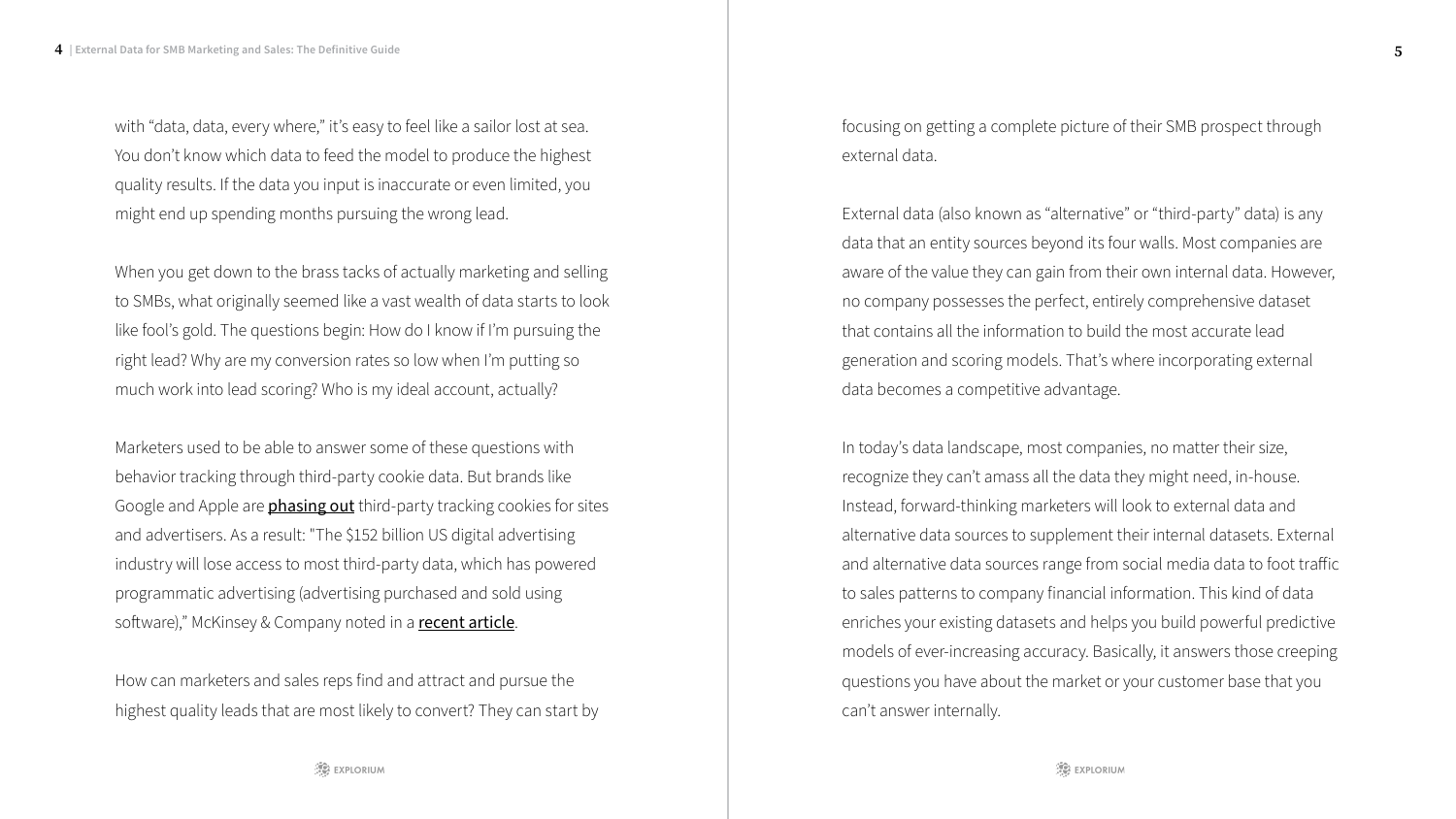with “data, data, every where,” it’s easy to feel like a sailor lost at sea. You don’t know which data to feed the model to produce the highest quality results. If the data you input is inaccurate or even limited, you might end up spending months pursuing the wrong lead.

When you get down to the brass tacks of actually marketing and selling to SMBs, what originally seemed like a vast wealth of data starts to look like fool’s gold. The questions begin: How do I know if I’m pursuing the right lead? Why are my conversion rates so low when I’m putting so much work into lead scoring? Who is my ideal account, actually?

Marketers used to be able to answer some of these questions with behavior tracking through third-party cookie data. But brands like Google and Apple are phasing out third-party tracking cookies for sites and advertisers. As a result: "The $152 billion US digital advertising industry will lose access to most third-party data, which has powered programmatic advertising (advertising purchased and sold using software)," McKinsey & Company noted in a recent article.

How can marketers and sales reps find and attract and pursue the highest quality leads that are most likely to convert? They can start by focusing on getting a complete picture of their SMB prospect through external data.

External data (also known as “alternative” or “third-party” data) is any data that an entity sources beyond its four walls. Most companies are aware of the value they can gain from their own internal data. However, no company possesses the perfect, entirely comprehensive dataset that contains all the information to build the most accurate lead generation and scoring models. That’s where incorporating external data becomes a competitive advantage.

In today’s data landscape, most companies, no matter their size, recognize they can’t amass all the data they might need, in-house. Instead, forward-thinking marketers will look to external data and alternative data sources to supplement their internal datasets. External and alternative data sources range from social media data to foot traffic to sales patterns to company financial information. This kind of data enriches your existing datasets and helps you build powerful predictive models of ever-increasing accuracy. Basically, it answers those creeping questions you have about the market or your customer base that you can’t answer internally.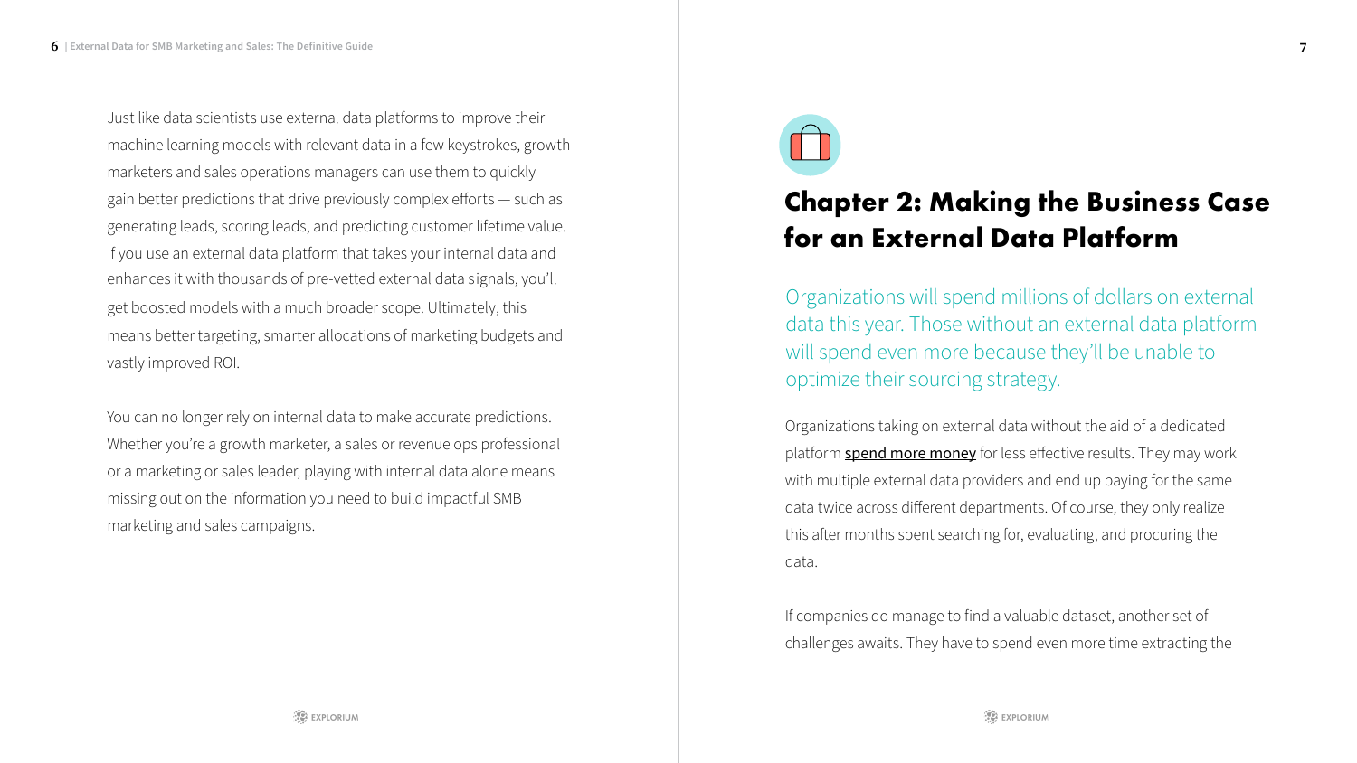Just like data scientists use external data platforms to improve their machine learning models with relevant data in a few keystrokes, growth marketers and sales operations managers can use them to quickly gain better predictions that drive previously complex efforts — such as generating leads, scoring leads, and predicting customer lifetime value. If you use an external data platform that takes your internal data and enhances it with thousands of pre-vetted external data signals, you'll get boosted models with a much broader scope. Ultimately, this means better targeting, smarter allocations of marketing budgets and vastly improved ROI.

You can no longer rely on internal data to make accurate predictions. Whether you're a growth marketer, a sales or revenue ops professional or a marketing or sales leader, playing with internal data alone means missing out on the information you need to build impactful SMB marketing and sales campaigns.

## Chapter 2: Making the Business Case for an External Data Platform

Organizations will spend millions of dollars on external data this year. Those without an external data platform will spend even more because they'll be unable to optimize their sourcing strategy.

Organizations taking on external data without the aid of a dedicated platform spend more money for less effective results. They may work with multiple external data providers and end up paying for the same data twice across different departments. Of course, they only realize this after months spent searching for, evaluating, and procuring the data.

If companies do manage to find a valuable dataset, another set of challenges awaits. They have to spend even more time extracting the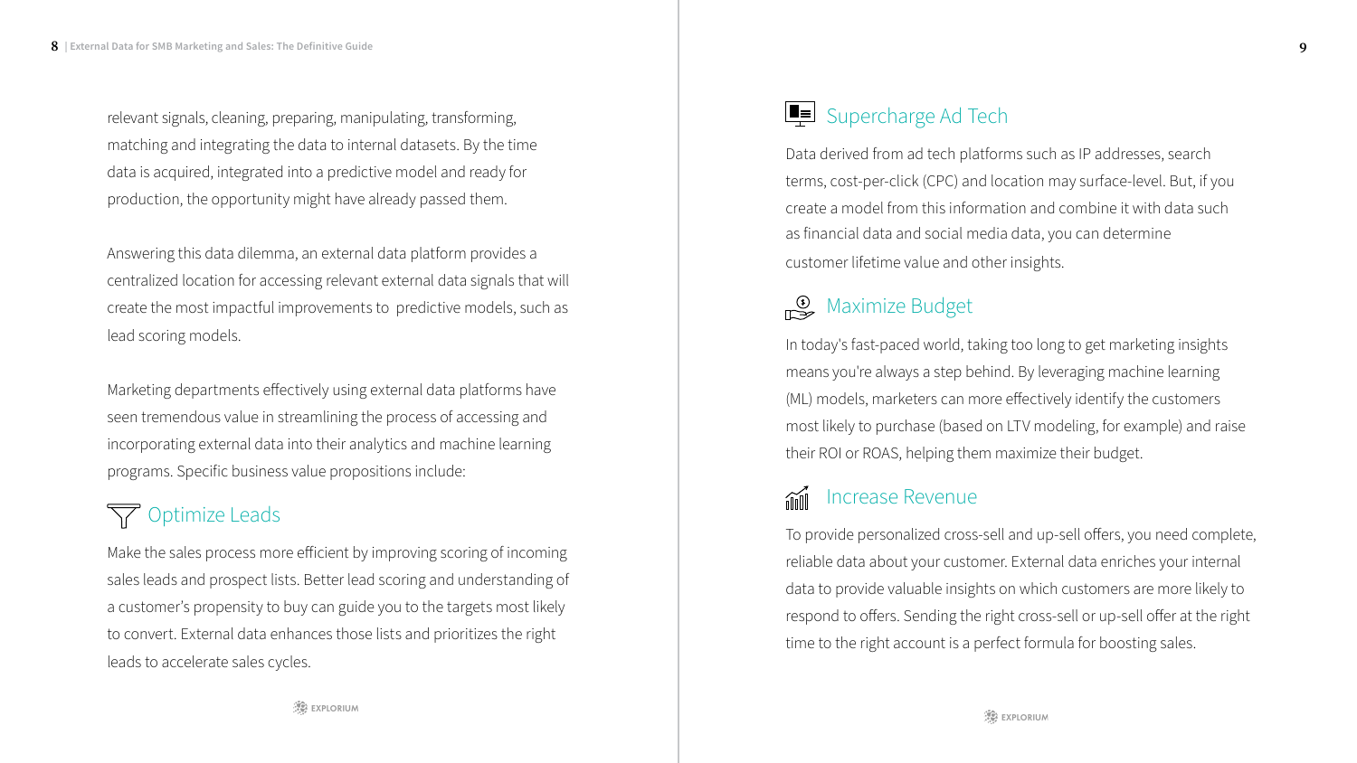relevant signals, cleaning, preparing, manipulating, transforming, matching and integrating the data to internal datasets. By the time data is acquired, integrated into a predictive model and ready for production, the opportunity might have already passed them.

Answering this data dilemma, an external data platform provides a centralized location for accessing relevant external data signals that will create the most impactful improvements to predictive models, such as lead scoring models.

Marketing departments effectively using external data platforms have seen tremendous value in streamlining the process of accessing and incorporating external data into their analytics and machine learning programs. Specific business value propositions include:

## Optimize Leads

Make the sales process more efficient by improving scoring of incoming sales leads and prospect lists. Better lead scoring and understanding of a customer's propensity to buy can guide you to the targets most likely to convert. External data enhances those lists and prioritizes the right leads to accelerate sales cycles.

## Supercharge Ad Tech

Data derived from ad tech platforms such as IP addresses, search terms, cost-per-click (CPC) and location may surface-level. But, if you create a model from this information and combine it with data such as financial data and social media data, you can determine customer lifetime value and other insights.

## Maximize Budget

In today's fast-paced world, taking too long to get marketing insights means you're always a step behind. By leveraging machine learning (ML) models, marketers can more effectively identify the customers most likely to purchase (based on LTV modeling, for example) and raise their ROI or ROAS, helping them maximize their budget.

## Increase Revenue

To provide personalized cross-sell and up-sell offers, you need complete, reliable data about your customer. External data enriches your internal data to provide valuable insights on which customers are more likely to respond to offers. Sending the right cross-sell or up-sell offer at the right time to the right account is a perfect formula for boosting sales.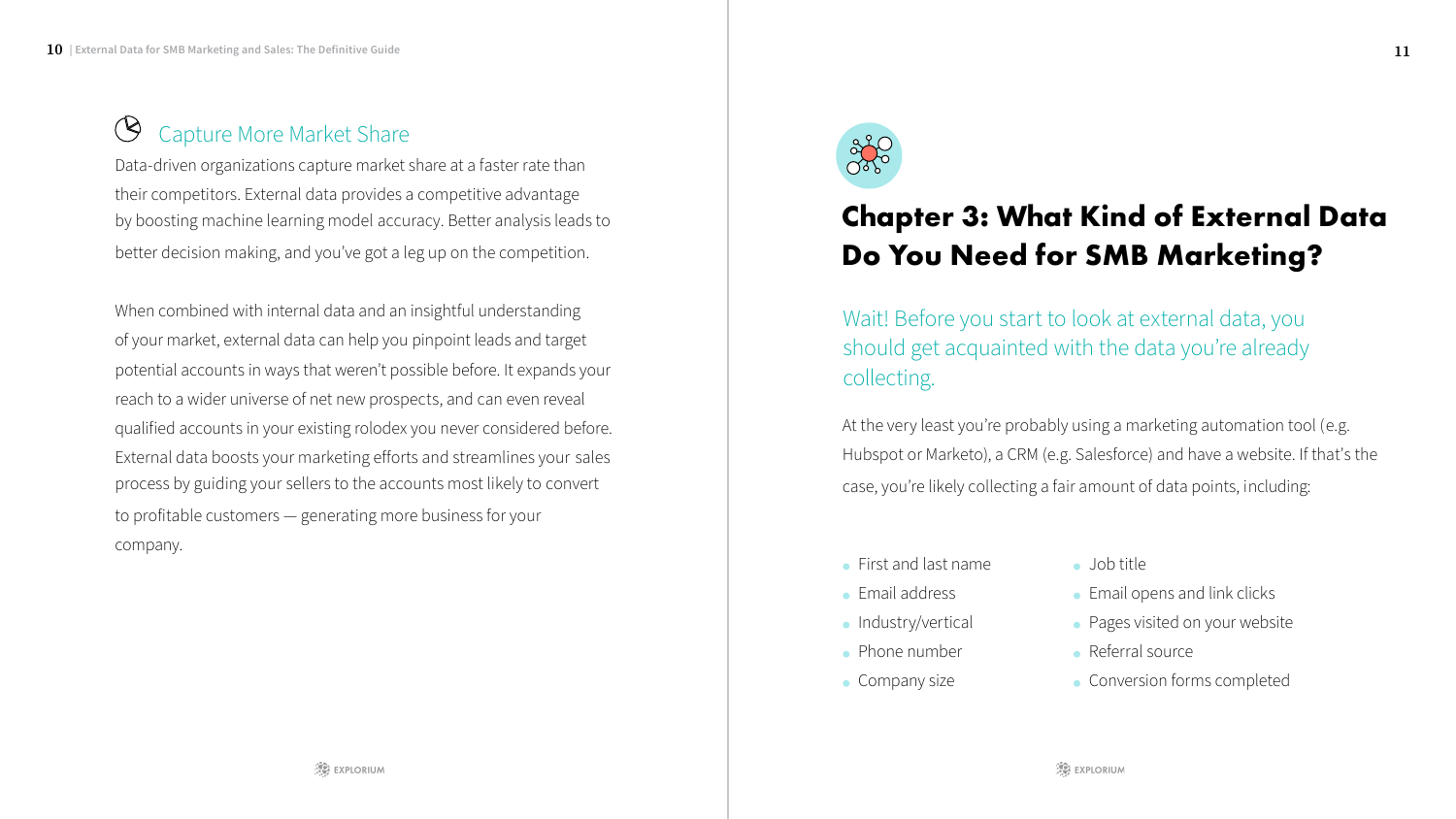### Capture More Market Share

Data-driven organizations capture market share at a faster rate than their competitors. External data provides a competitive advantage by boosting machine learning model accuracy. Better analysis leads to better decision making, and you've got a leg up on the competition.

When combined with internal data and an insightful understanding of your market, external data can help you pinpoint leads and target potential accounts in ways that weren't possible before. It expands your reach to a wider universe of net new prospects, and can even reveal qualified accounts in your existing rolodex you never considered before. External data boosts your marketing efforts and streamlines your sales process by guiding your sellers to the accounts most likely to convert to profitable customers — generating more business for your company.

# Chapter 3: What Kind of External Data Do You Need for SMB Marketing?

Wait! Before you start to look at external data, you should get acquainted with the data you're already collecting.

At the very least you're probably using a marketing automation tool (e.g. Hubspot or Marketo), a CRM (e.g. Salesforce) and have a website. If that's the case, you're likely collecting a fair amount of data points, including:

- First and last name
- Email address
- Industry/vertical
- Phone number
- Company size
- Job title
- Email opens and link clicks
- Pages visited on your website
- Referral source
- Conversion forms completed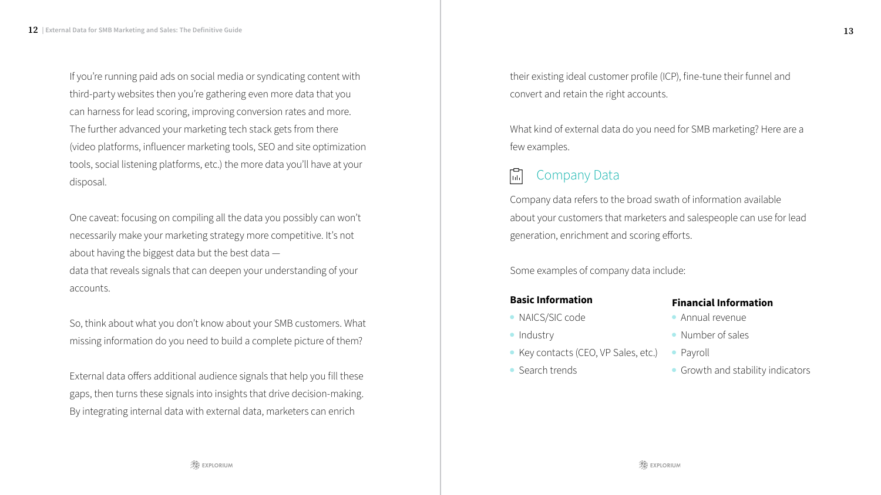If you're running paid ads on social media or syndicating content with third-party websites then you're gathering even more data that you can harness for lead scoring, improving conversion rates and more. The further advanced your marketing tech stack gets from there (video platforms, influencer marketing tools, SEO and site optimization tools, social listening platforms, etc.) the more data you'll have at your disposal.

One caveat: focusing on compiling all the data you possibly can won't necessarily make your marketing strategy more competitive. It's not about having the biggest data but the best data — data that reveals signals that can deepen your understanding of your accounts.

So, think about what you don't know about your SMB customers. What missing information do you need to build a complete picture of them?

External data offers additional audience signals that help you fill these gaps, then turns these signals into insights that drive decision-making. By integrating internal data with external data, marketers can enrich their existing ideal customer profile (ICP), fine-tune their funnel and convert and retain the right accounts.

What kind of external data do you need for SMB marketing? Here are a few examples.

## Company Data

Company data refers to the broad swath of information available about your customers that marketers and salespeople can use for lead generation, enrichment and scoring efforts.

Some examples of company data include:

**Basic Information**

- NAICS/SIC code
- Industry
- Key contacts (CEO, VP Sales, etc.)
- Search trends

**Financial Information**

- Annual revenue
- Number of sales
- Payroll
- Growth and stability indicators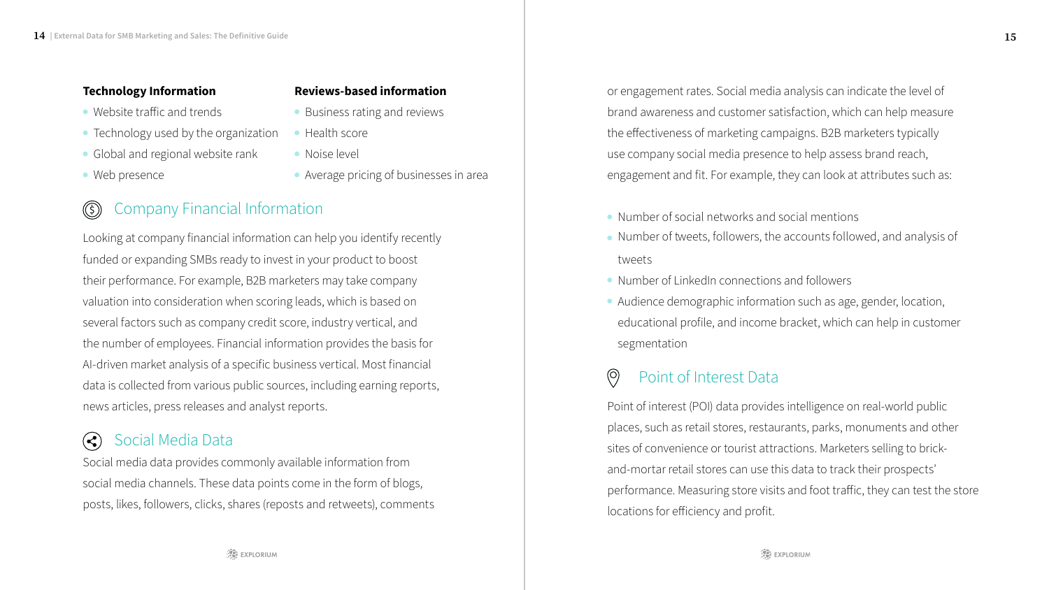**Technology Information**

- Website traffic and trends
- Technology used by the organization
- Global and regional website rank
- Web presence

**Reviews-based information**

- Business rating and reviews
- Health score
- Noise level
- Average pricing of businesses in area

## Company Financial Information

Looking at company financial information can help you identify recently funded or expanding SMBs ready to invest in your product to boost their performance. For example, B2B marketers may take company valuation into consideration when scoring leads, which is based on several factors such as company credit score, industry vertical, and the number of employees. Financial information provides the basis for AI-driven market analysis of a specific business vertical. Most financial data is collected from various public sources, including earning reports, news articles, press releases and analyst reports.

## Social Media Data

Social media data provides commonly available information from social media channels. These data points come in the form of blogs, posts, likes, followers, clicks, shares (reposts and retweets), comments or engagement rates. Social media analysis can indicate the level of brand awareness and customer satisfaction, which can help measure the effectiveness of marketing campaigns. B2B marketers typically use company social media presence to help assess brand reach, engagement and fit. For example, they can look at attributes such as:

- Number of social networks and social mentions
- Number of tweets, followers, the accounts followed, and analysis of tweets
- Number of LinkedIn connections and followers
- Audience demographic information such as age, gender, location, educational profile, and income bracket, which can help in customer segmentation

## Point of Interest Data

Point of interest (POI) data provides intelligence on real-world public places, such as retail stores, restaurants, parks, monuments and other sites of convenience or tourist attractions. Marketers selling to brick-and-mortar retail stores can use this data to track their prospects' performance. Measuring store visits and foot traffic, they can test the store locations for efficiency and profit.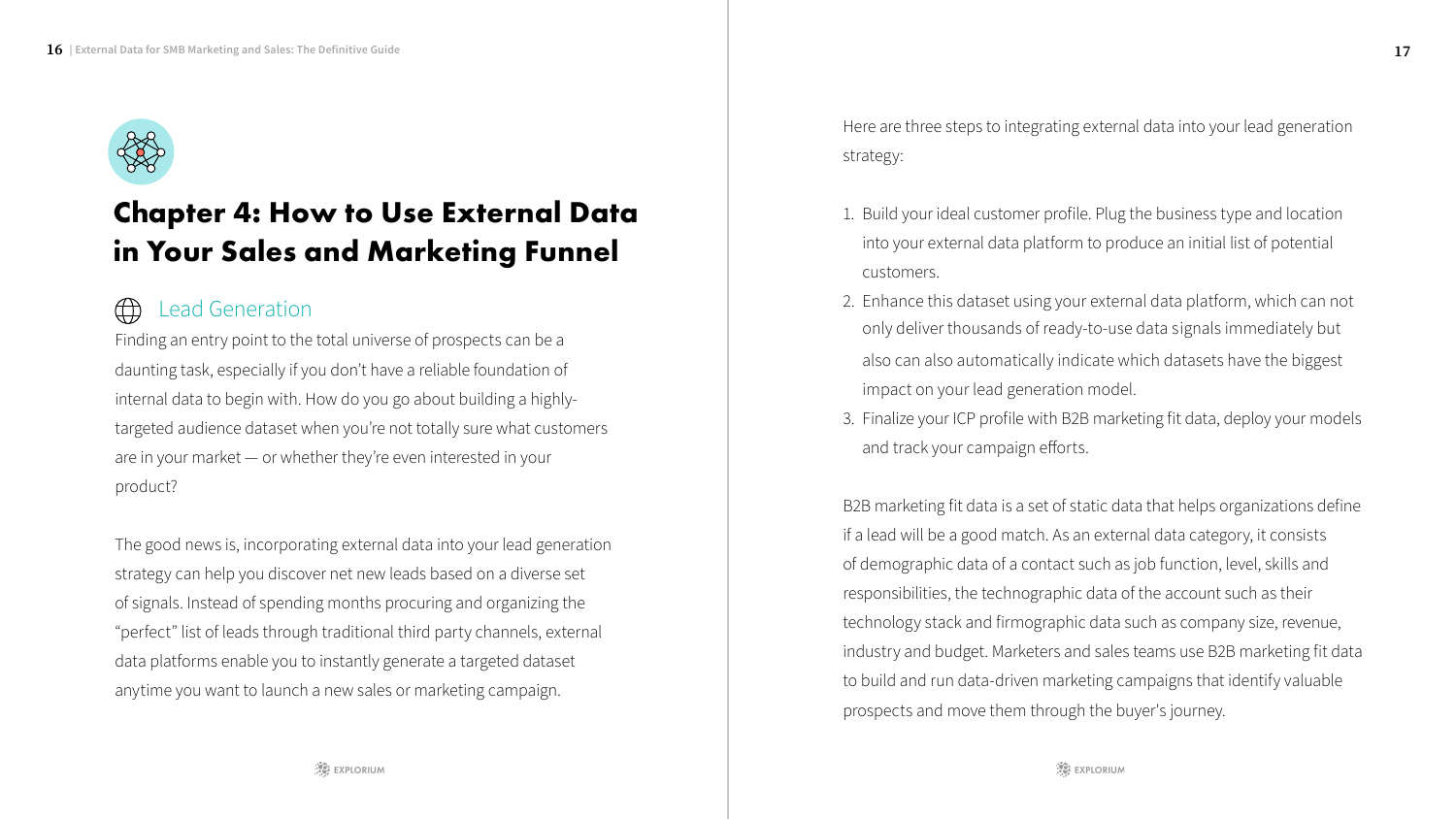# Chapter 4: How to Use External Data in Your Sales and Marketing Funnel

## Lead Generation

Finding an entry point to the total universe of prospects can be a daunting task, especially if you don't have a reliable foundation of internal data to begin with. How do you go about building a highly-targeted audience dataset when you're not totally sure what customers are in your market — or whether they're even interested in your product?

The good news is, incorporating external data into your lead generation strategy can help you discover net new leads based on a diverse set of signals. Instead of spending months procuring and organizing the "perfect" list of leads through traditional third party channels, external data platforms enable you to instantly generate a targeted dataset anytime you want to launch a new sales or marketing campaign.

Here are three steps to integrating external data into your lead generation strategy:

1. Build your ideal customer profile. Plug the business type and location into your external data platform to produce an initial list of potential customers.
2. Enhance this dataset using your external data platform, which can not only deliver thousands of ready-to-use data signals immediately but also can also automatically indicate which datasets have the biggest impact on your lead generation model.
3. Finalize your ICP profile with B2B marketing fit data, deploy your models and track your campaign efforts.

B2B marketing fit data is a set of static data that helps organizations define if a lead will be a good match. As an external data category, it consists of demographic data of a contact such as job function, level, skills and responsibilities, the technographic data of the account such as their technology stack and firmographic data such as company size, revenue, industry and budget. Marketers and sales teams use B2B marketing fit data to build and run data-driven marketing campaigns that identify valuable prospects and move them through the buyer's journey.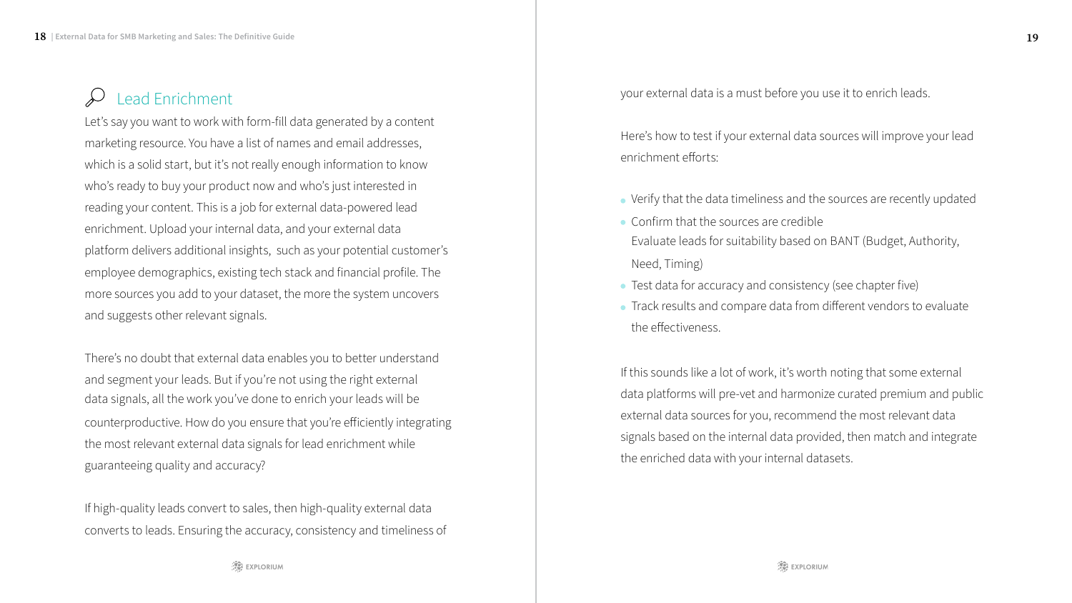## Lead Enrichment

Let's say you want to work with form-fill data generated by a content marketing resource. You have a list of names and email addresses, which is a solid start, but it's not really enough information to know who's ready to buy your product now and who's just interested in reading your content. This is a job for external data-powered lead enrichment. Upload your internal data, and your external data platform delivers additional insights, such as your potential customer's employee demographics, existing tech stack and financial profile. The more sources you add to your dataset, the more the system uncovers and suggests other relevant signals.

There's no doubt that external data enables you to better understand and segment your leads. But if you're not using the right external data signals, all the work you've done to enrich your leads will be counterproductive. How do you ensure that you're efficiently integrating the most relevant external data signals for lead enrichment while guaranteeing quality and accuracy?

If high-quality leads convert to sales, then high-quality external data converts to leads. Ensuring the accuracy, consistency and timeliness of your external data is a must before you use it to enrich leads.

Here's how to test if your external data sources will improve your lead enrichment efforts:

- Verify that the data timeliness and the sources are recently updated
- Confirm that the sources are credible
  Evaluate leads for suitability based on BANT (Budget, Authority, Need, Timing)
- Test data for accuracy and consistency (see chapter five)
- Track results and compare data from different vendors to evaluate the effectiveness.

If this sounds like a lot of work, it's worth noting that some external data platforms will pre-vet and harmonize curated premium and public external data sources for you, recommend the most relevant data signals based on the internal data provided, then match and integrate the enriched data with your internal datasets.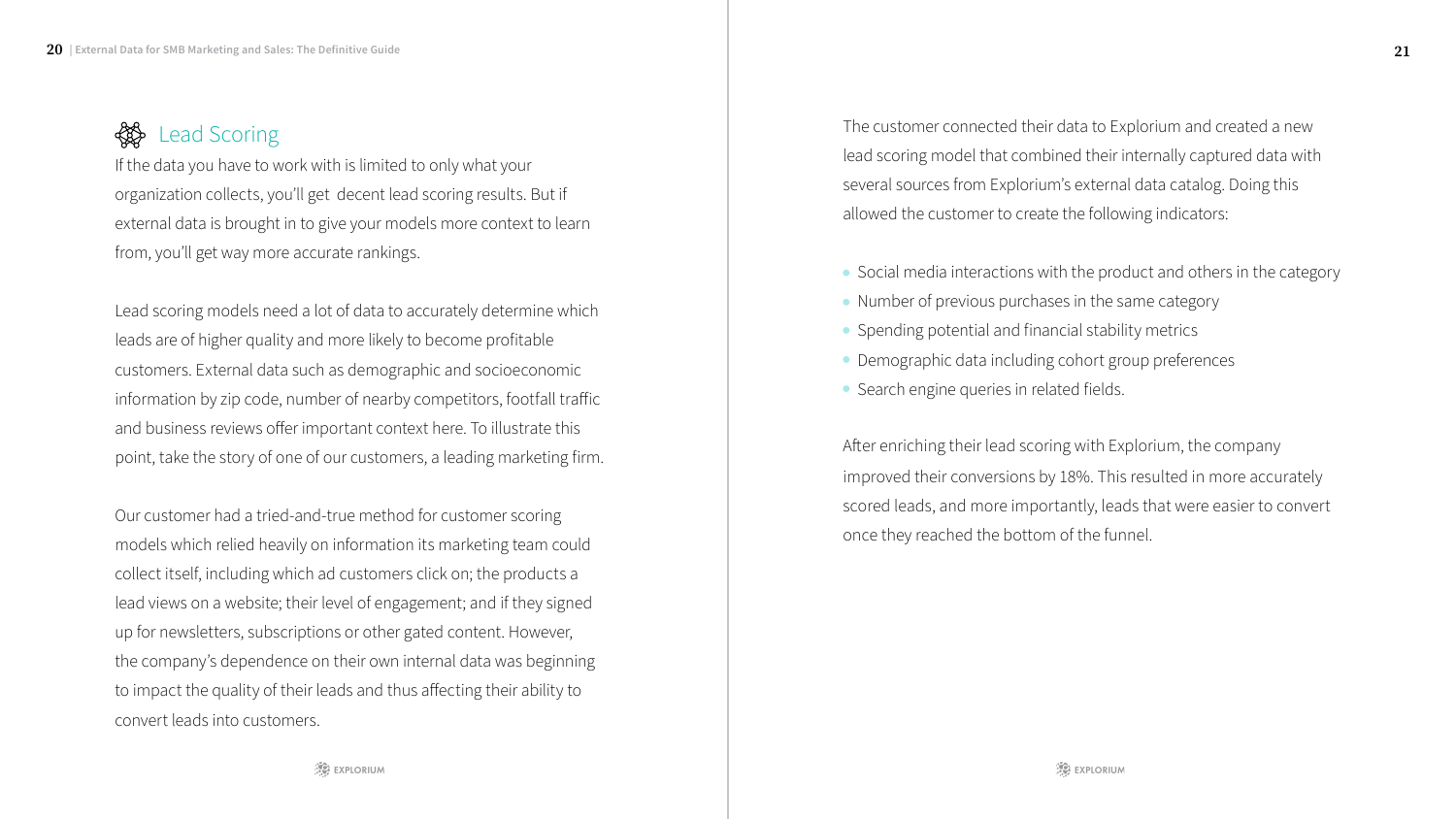## Lead Scoring

If the data you have to work with is limited to only what your organization collects, you'll get  decent lead scoring results. But if external data is brought in to give your models more context to learn from, you'll get way more accurate rankings.

Lead scoring models need a lot of data to accurately determine which leads are of higher quality and more likely to become profitable customers. External data such as demographic and socioeconomic information by zip code, number of nearby competitors, footfall traffic and business reviews offer important context here. To illustrate this point, take the story of one of our customers, a leading marketing firm.

Our customer had a tried-and-true method for customer scoring models which relied heavily on information its marketing team could collect itself, including which ad customers click on; the products a lead views on a website; their level of engagement; and if they signed up for newsletters, subscriptions or other gated content. However, the company's dependence on their own internal data was beginning to impact the quality of their leads and thus affecting their ability to convert leads into customers.

The customer connected their data to Explorium and created a new lead scoring model that combined their internally captured data with several sources from Explorium's external data catalog. Doing this allowed the customer to create the following indicators:

- Social media interactions with the product and others in the category
- Number of previous purchases in the same category
- Spending potential and financial stability metrics
- Demographic data including cohort group preferences
- Search engine queries in related fields.

After enriching their lead scoring with Explorium, the company improved their conversions by 18%. This resulted in more accurately scored leads, and more importantly, leads that were easier to convert once they reached the bottom of the funnel.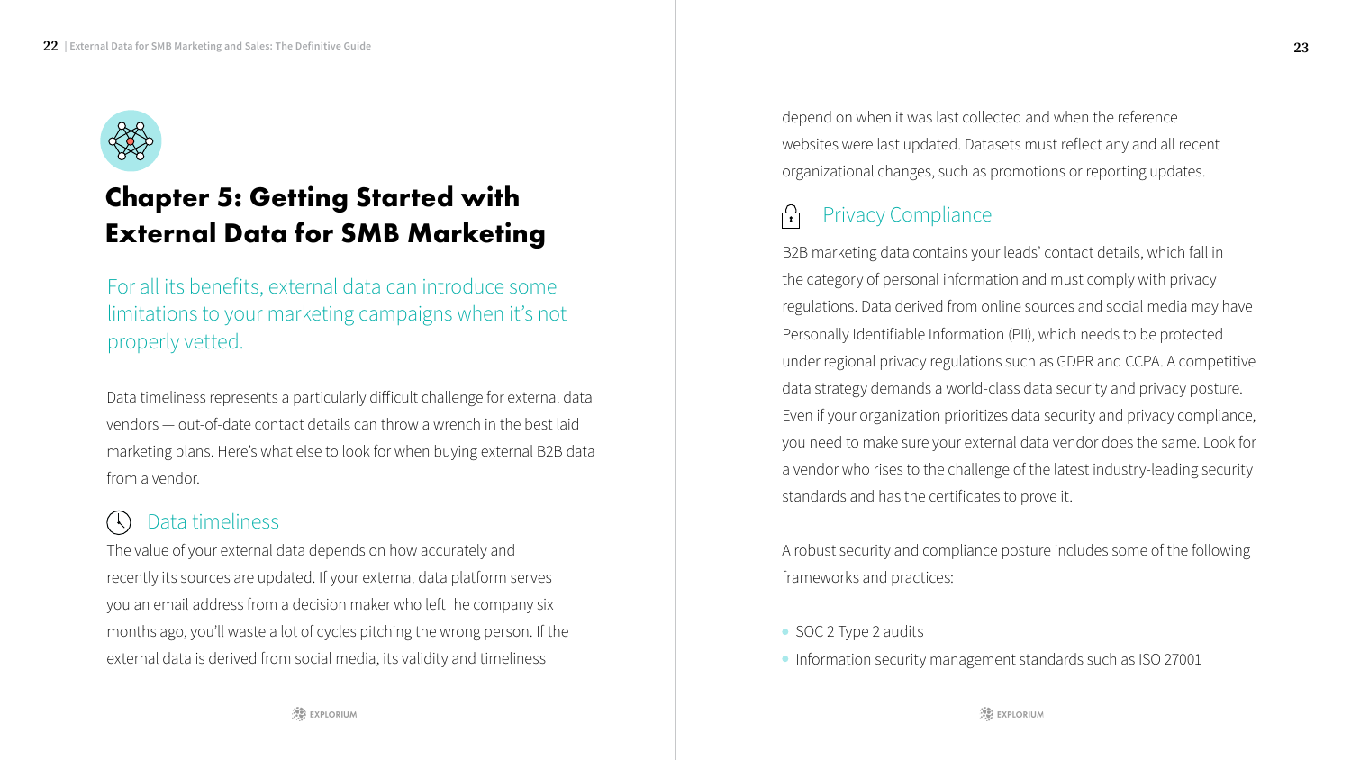# Chapter 5: Getting Started with External Data for SMB Marketing

For all its benefits, external data can introduce some limitations to your marketing campaigns when it's not properly vetted.

Data timeliness represents a particularly difficult challenge for external data vendors — out-of-date contact details can throw a wrench in the best laid marketing plans. Here's what else to look for when buying external B2B data from a vendor.

## Data timeliness

The value of your external data depends on how accurately and recently its sources are updated. If your external data platform serves you an email address from a decision maker who left  he company six months ago, you'll waste a lot of cycles pitching the wrong person. If the external data is derived from social media, its validity and timeliness depend on when it was last collected and when the reference websites were last updated. Datasets must reflect any and all recent organizational changes, such as promotions or reporting updates.

## Privacy Compliance

B2B marketing data contains your leads' contact details, which fall in the category of personal information and must comply with privacy regulations. Data derived from online sources and social media may have Personally Identifiable Information (PII), which needs to be protected under regional privacy regulations such as GDPR and CCPA. A competitive data strategy demands a world-class data security and privacy posture. Even if your organization prioritizes data security and privacy compliance, you need to make sure your external data vendor does the same. Look for a vendor who rises to the challenge of the latest industry-leading security standards and has the certificates to prove it.

A robust security and compliance posture includes some of the following frameworks and practices:

- SOC 2 Type 2 audits
- Information security management standards such as ISO 27001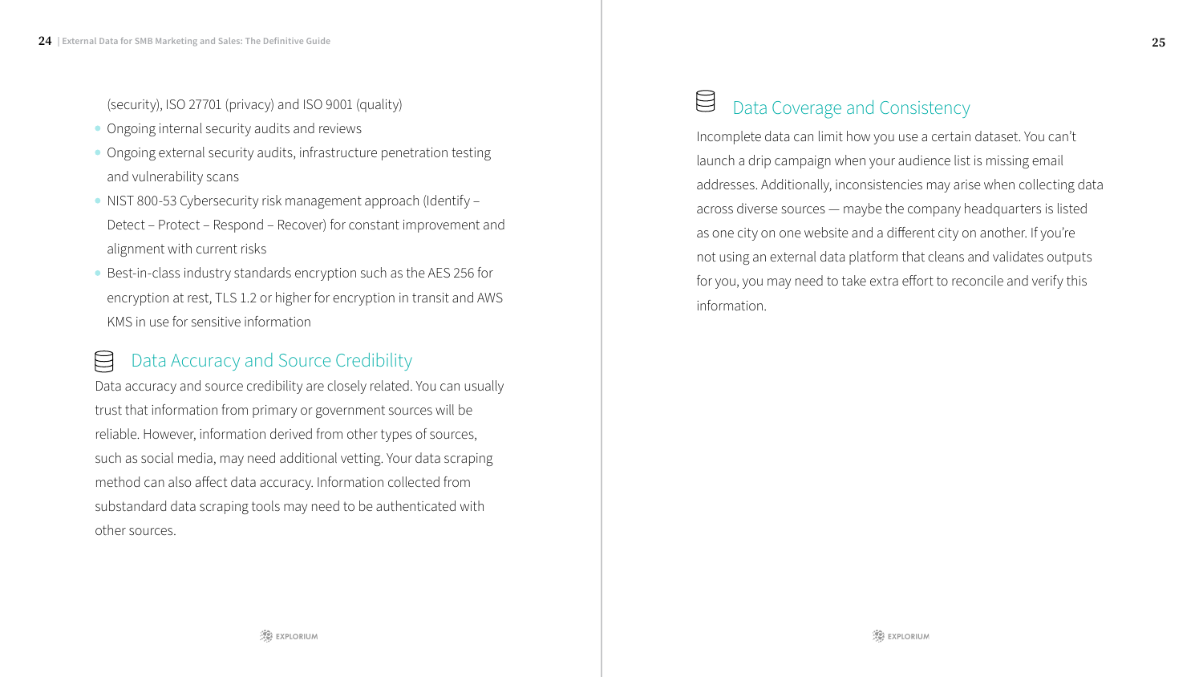(security), ISO 27701 (privacy) and ISO 9001 (quality)

- Ongoing internal security audits and reviews
- Ongoing external security audits, infrastructure penetration testing and vulnerability scans
- NIST 800-53 Cybersecurity risk management approach (Identify – Detect – Protect – Respond – Recover) for constant improvement and alignment with current risks
- Best-in-class industry standards encryption such as the AES 256 for encryption at rest, TLS 1.2 or higher for encryption in transit and AWS KMS in use for sensitive information

## Data Accuracy and Source Credibility

Data accuracy and source credibility are closely related. You can usually trust that information from primary or government sources will be reliable. However, information derived from other types of sources, such as social media, may need additional vetting. Your data scraping method can also affect data accuracy. Information collected from substandard data scraping tools may need to be authenticated with other sources.

## Data Coverage and Consistency

Incomplete data can limit how you use a certain dataset. You can't launch a drip campaign when your audience list is missing email addresses. Additionally, inconsistencies may arise when collecting data across diverse sources — maybe the company headquarters is listed as one city on one website and a different city on another. If you're not using an external data platform that cleans and validates outputs for you, you may need to take extra effort to reconcile and verify this information.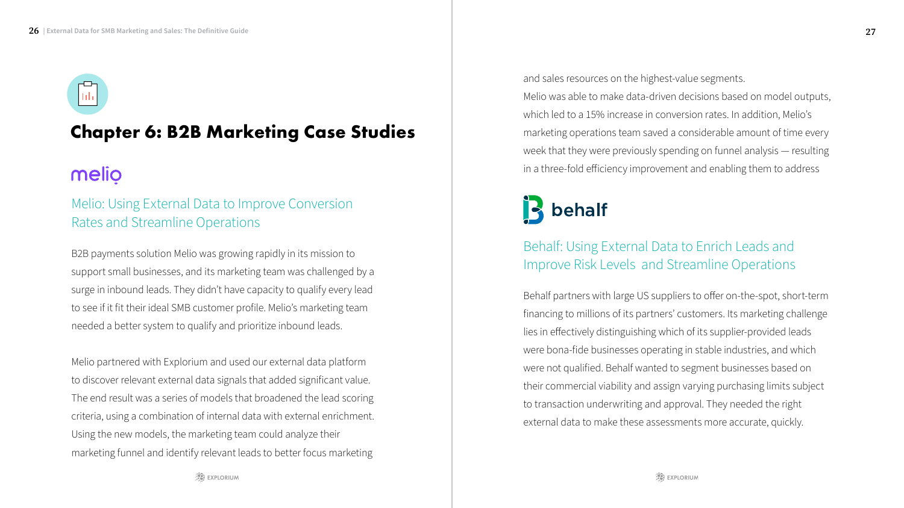# Chapter 6: B2B Marketing Case Studies

melio

## Melio: Using External Data to Improve Conversion Rates and Streamline Operations

B2B payments solution Melio was growing rapidly in its mission to support small businesses, and its marketing team was challenged by a surge in inbound leads. They didn't have capacity to qualify every lead to see if it fit their ideal SMB customer profile. Melio's marketing team needed a better system to qualify and prioritize inbound leads.

Melio partnered with Explorium and used our external data platform to discover relevant external data signals that added significant value. The end result was a series of models that broadened the lead scoring criteria, using a combination of internal data with external enrichment. Using the new models, the marketing team could analyze their marketing funnel and identify relevant leads to better focus marketing and sales resources on the highest-value segments.

Melio was able to make data-driven decisions based on model outputs, which led to a 15% increase in conversion rates. In addition, Melio's marketing operations team saved a considerable amount of time every week that they were previously spending on funnel analysis — resulting in a three-fold efficiency improvement and enabling them to address

behalf

## Behalf: Using External Data to Enrich Leads and Improve Risk Levels and Streamline Operations

Behalf partners with large US suppliers to offer on-the-spot, short-term financing to millions of its partners' customers. Its marketing challenge lies in effectively distinguishing which of its supplier-provided leads were bona-fide businesses operating in stable industries, and which were not qualified. Behalf wanted to segment businesses based on their commercial viability and assign varying purchasing limits subject to transaction underwriting and approval. They needed the right external data to make these assessments more accurate, quickly.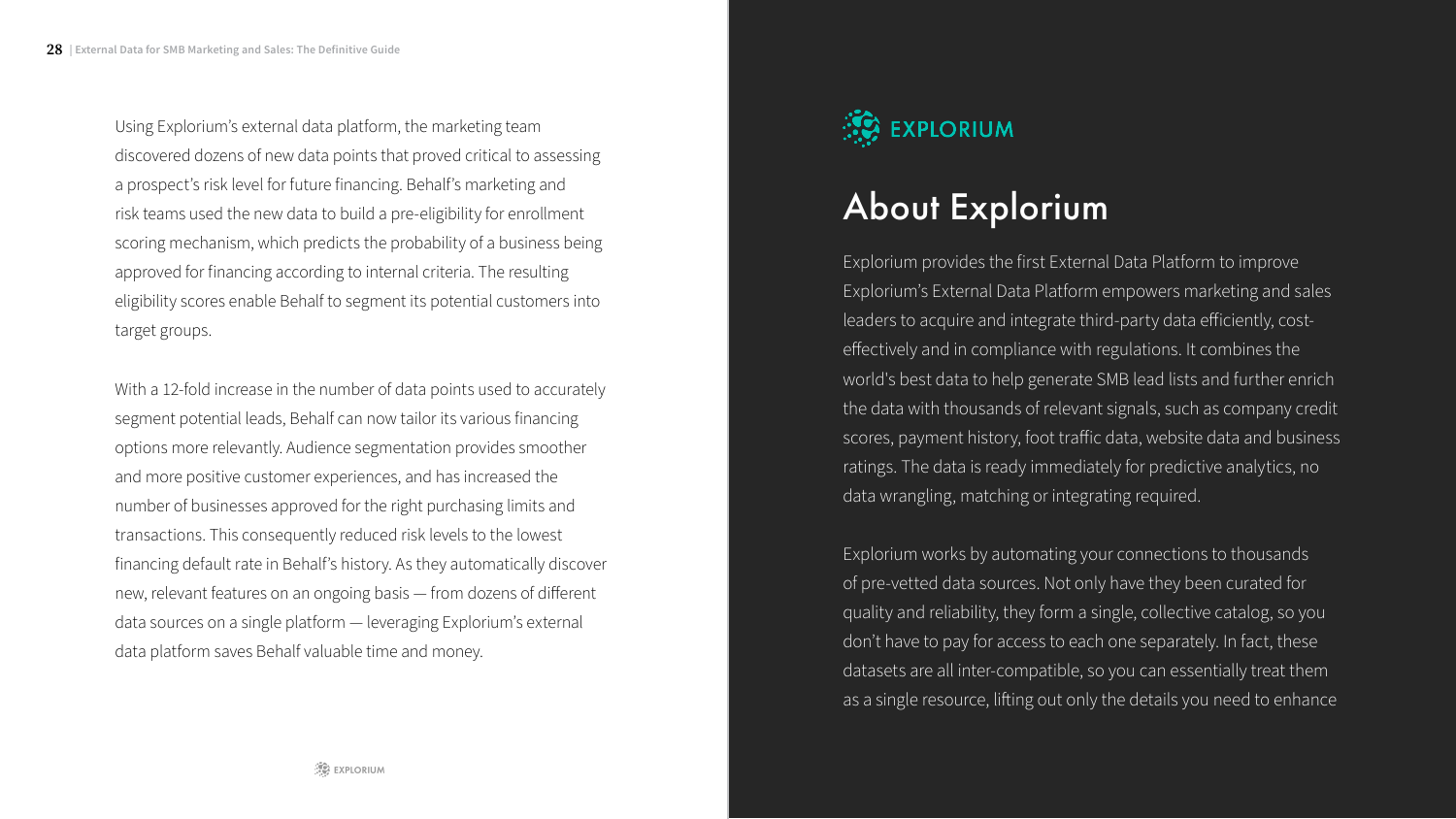Using Explorium's external data platform, the marketing team discovered dozens of new data points that proved critical to assessing a prospect's risk level for future financing. Behalf's marketing and risk teams used the new data to build a pre-eligibility for enrollment scoring mechanism, which predicts the probability of a business being approved for financing according to internal criteria. The resulting eligibility scores enable Behalf to segment its potential customers into target groups.

With a 12-fold increase in the number of data points used to accurately segment potential leads, Behalf can now tailor its various financing options more relevantly. Audience segmentation provides smoother and more positive customer experiences, and has increased the number of businesses approved for the right purchasing limits and transactions. This consequently reduced risk levels to the lowest financing default rate in Behalf's history. As they automatically discover new, relevant features on an ongoing basis — from dozens of different data sources on a single platform — leveraging Explorium's external data platform saves Behalf valuable time and money.

EXPLORIUM

# About Explorium

Explorium provides the first External Data Platform to improve Explorium's External Data Platform empowers marketing and sales leaders to acquire and integrate third-party data efficiently, cost-effectively and in compliance with regulations. It combines the world's best data to help generate SMB lead lists and further enrich the data with thousands of relevant signals, such as company credit scores, payment history, foot traffic data, website data and business ratings. The data is ready immediately for predictive analytics, no data wrangling, matching or integrating required.

Explorium works by automating your connections to thousands of pre-vetted data sources. Not only have they been curated for quality and reliability, they form a single, collective catalog, so you don't have to pay for access to each one separately. In fact, these datasets are all inter-compatible, so you can essentially treat them as a single resource, lifting out only the details you need to enhance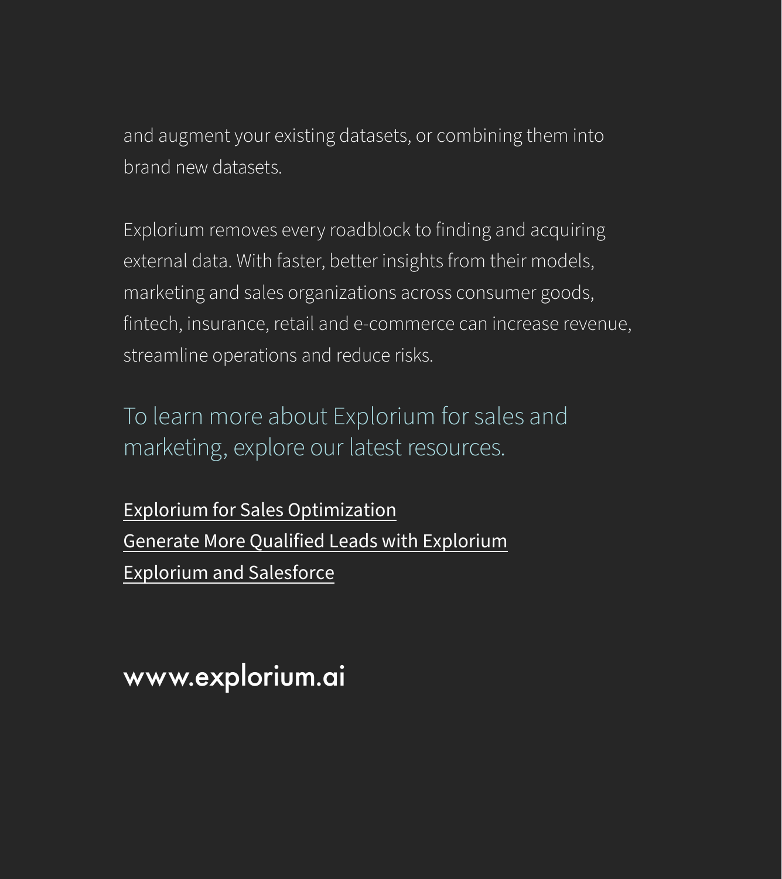and augment your existing datasets, or combining them into brand new datasets.

Explorium removes every roadblock to finding and acquiring external data. With faster, better insights from their models, marketing and sales organizations across consumer goods, fintech, insurance, retail and e-commerce can increase revenue, streamline operations and reduce risks.

## To learn more about Explorium for sales and marketing, explore our latest resources.

Explorium for Sales Optimization
Generate More Qualified Leads with Explorium
Explorium and Salesforce

**www.explorium.ai**